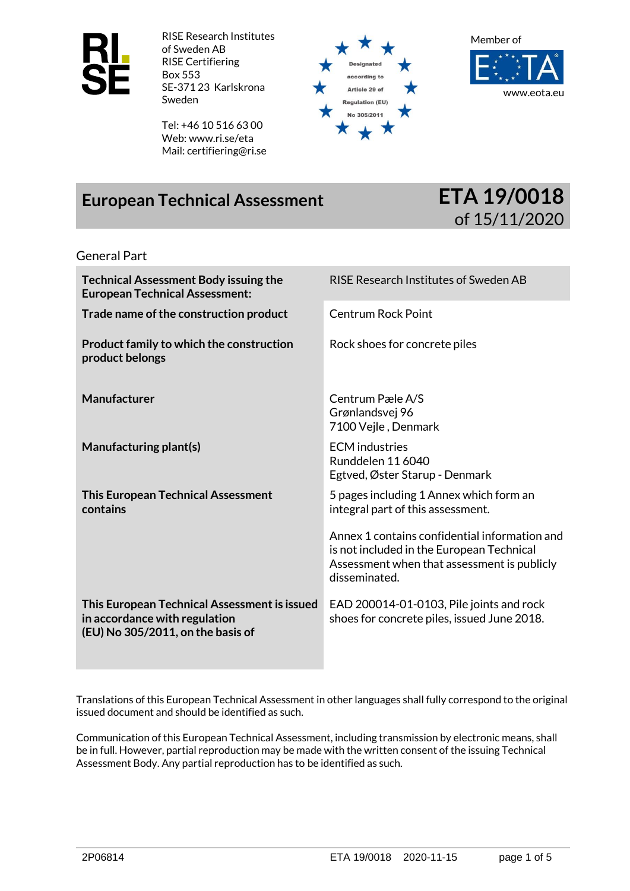RISE Research Institutes of Sweden AB
RISE Certifiering
Box 553
SE-371 23 Karlskrona
Sweden

Tel: +46 10 516 63 00
Web: www.ri.se/eta
Mail: certifiering@ri.se

Designated according to Article 29 of Regulation (EU) No 305/2011

Member of EOTA
www.eota.eu

# European Technical Assessment

## ETA 19/0018 of 15/11/2020

General Part

| | |
|---|---|
| **Technical Assessment Body issuing the European Technical Assessment:** | RISE Research Institutes of Sweden AB |
| **Trade name of the construction product** | Centrum Rock Point |
| **Product family to which the construction product belongs** | Rock shoes for concrete piles |
| **Manufacturer** | Centrum Pæle A/S<br>Grønlandsvej 96<br>7100 Vejle , Denmark |
| **Manufacturing plant(s)** | ECM industries<br>Runddelen 11 6040<br>Egtved, Øster Starup - Denmark |
| **This European Technical Assessment contains** | 5 pages including 1 Annex which form an integral part of this assessment.<br><br>Annex 1 contains confidential information and is not included in the European Technical Assessment when that assessment is publicly disseminated. |
| **This European Technical Assessment is issued in accordance with regulation (EU) No 305/2011, on the basis of** | EAD 200014-01-0103, Pile joints and rock shoes for concrete piles, issued June 2018. |

Translations of this European Technical Assessment in other languages shall fully correspond to the original issued document and should be identified as such.

Communication of this European Technical Assessment, including transmission by electronic means, shall be in full. However, partial reproduction may be made with the written consent of the issuing Technical Assessment Body. Any partial reproduction has to be identified as such.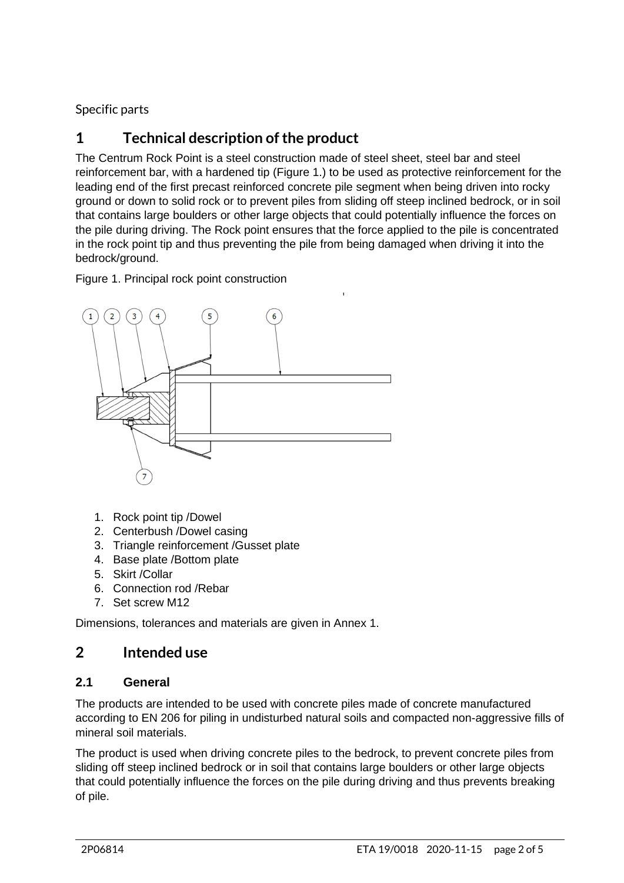Specific parts

# 1 Technical description of the product

The Centrum Rock Point is a steel construction made of steel sheet, steel bar and steel reinforcement bar, with a hardened tip (Figure 1.) to be used as protective reinforcement for the leading end of the first precast reinforced concrete pile segment when being driven into rocky ground or down to solid rock or to prevent piles from sliding off steep inclined bedrock, or in soil that contains large boulders or other large objects that could potentially influence the forces on the pile during driving. The Rock point ensures that the force applied to the pile is concentrated in the rock point tip and thus preventing the pile from being damaged when driving it into the bedrock/ground.

Figure 1. Principal rock point construction

1. Rock point tip /Dowel
2. Centerbush /Dowel casing
3. Triangle reinforcement /Gusset plate
4. Base plate /Bottom plate
5. Skirt /Collar
6. Connection rod /Rebar
7. Set screw M12

Dimensions, tolerances and materials are given in Annex 1.

# 2 Intended use

## 2.1 General

The products are intended to be used with concrete piles made of concrete manufactured according to EN 206 for piling in undisturbed natural soils and compacted non-aggressive fills of mineral soil materials.

The product is used when driving concrete piles to the bedrock, to prevent concrete piles from sliding off steep inclined bedrock or in soil that contains large boulders or other large objects that could potentially influence the forces on the pile during driving and thus prevents breaking of pile.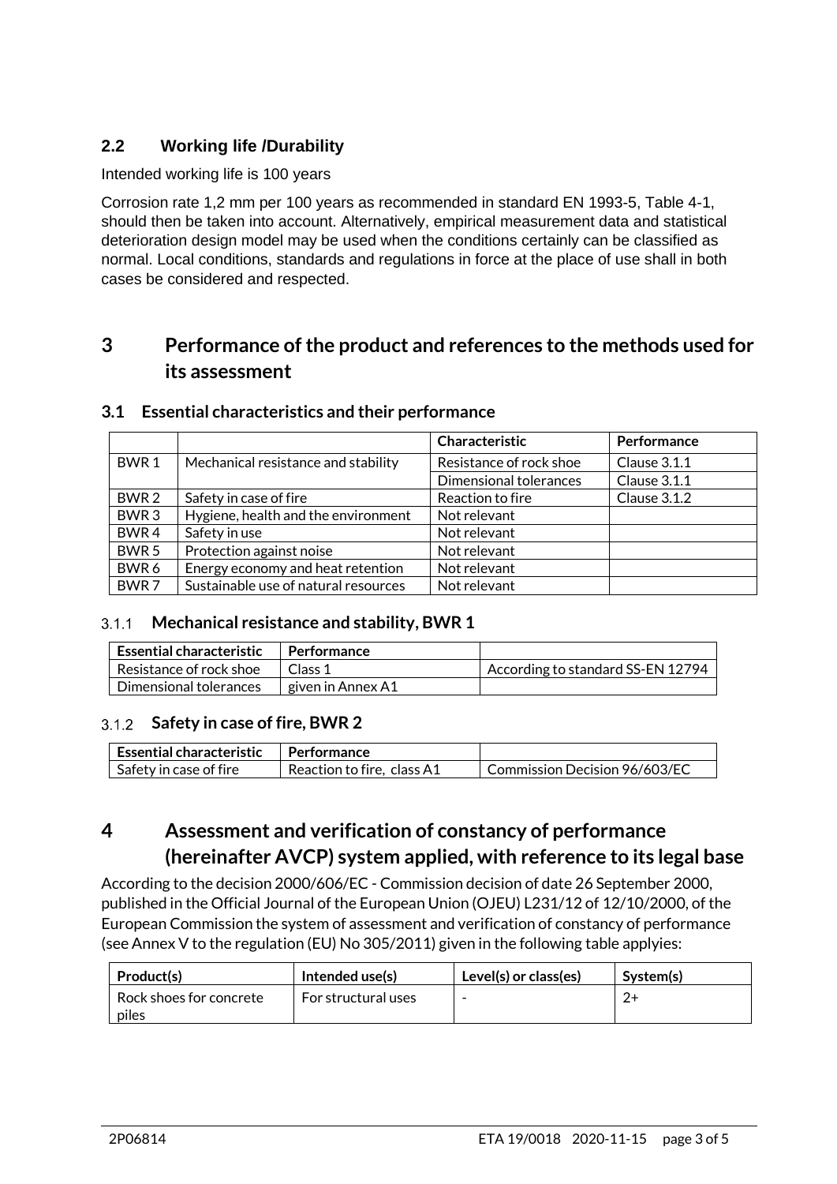### 2.2 Working life /Durability

Intended working life is 100 years

Corrosion rate 1,2 mm per 100 years as recommended in standard EN 1993-5, Table 4-1, should then be taken into account. Alternatively, empirical measurement data and statistical deterioration design model may be used when the conditions certainly can be classified as normal. Local conditions, standards and regulations in force at the place of use shall in both cases be considered and respected.

# 3 Performance of the product and references to the methods used for its assessment

## 3.1 Essential characteristics and their performance

| | | Characteristic | Performance |
|---|---|---|---|
| BWR 1 | Mechanical resistance and stability | Resistance of rock shoe | Clause 3.1.1 |
| | | Dimensional tolerances | Clause 3.1.1 |
| BWR 2 | Safety in case of fire | Reaction to fire | Clause 3.1.2 |
| BWR 3 | Hygiene, health and the environment | Not relevant | |
| BWR 4 | Safety in use | Not relevant | |
| BWR 5 | Protection against noise | Not relevant | |
| BWR 6 | Energy economy and heat retention | Not relevant | |
| BWR 7 | Sustainable use of natural resources | Not relevant | |

### 3.1.1 Mechanical resistance and stability, BWR 1

| Essential characteristic | Performance | |
|---|---|---|
| Resistance of rock shoe | Class 1 | According to standard SS-EN 12794 |
| Dimensional tolerances | given in Annex A1 | |

### 3.1.2 Safety in case of fire, BWR 2

| Essential characteristic | Performance | |
|---|---|---|
| Safety in case of fire | Reaction to fire, class A1 | Commission Decision 96/603/EC |

# 4 Assessment and verification of constancy of performance (hereinafter AVCP) system applied, with reference to its legal base

According to the decision 2000/606/EC - Commission decision of date 26 September 2000, published in the Official Journal of the European Union (OJEU) L231/12 of 12/10/2000, of the European Commission the system of assessment and verification of constancy of performance (see Annex V to the regulation (EU) No 305/2011) given in the following table applyies:

| Product(s) | Intended use(s) | Level(s) or class(es) | System(s) |
|---|---|---|---|
| Rock shoes for concrete piles | For structural uses | - | 2+ |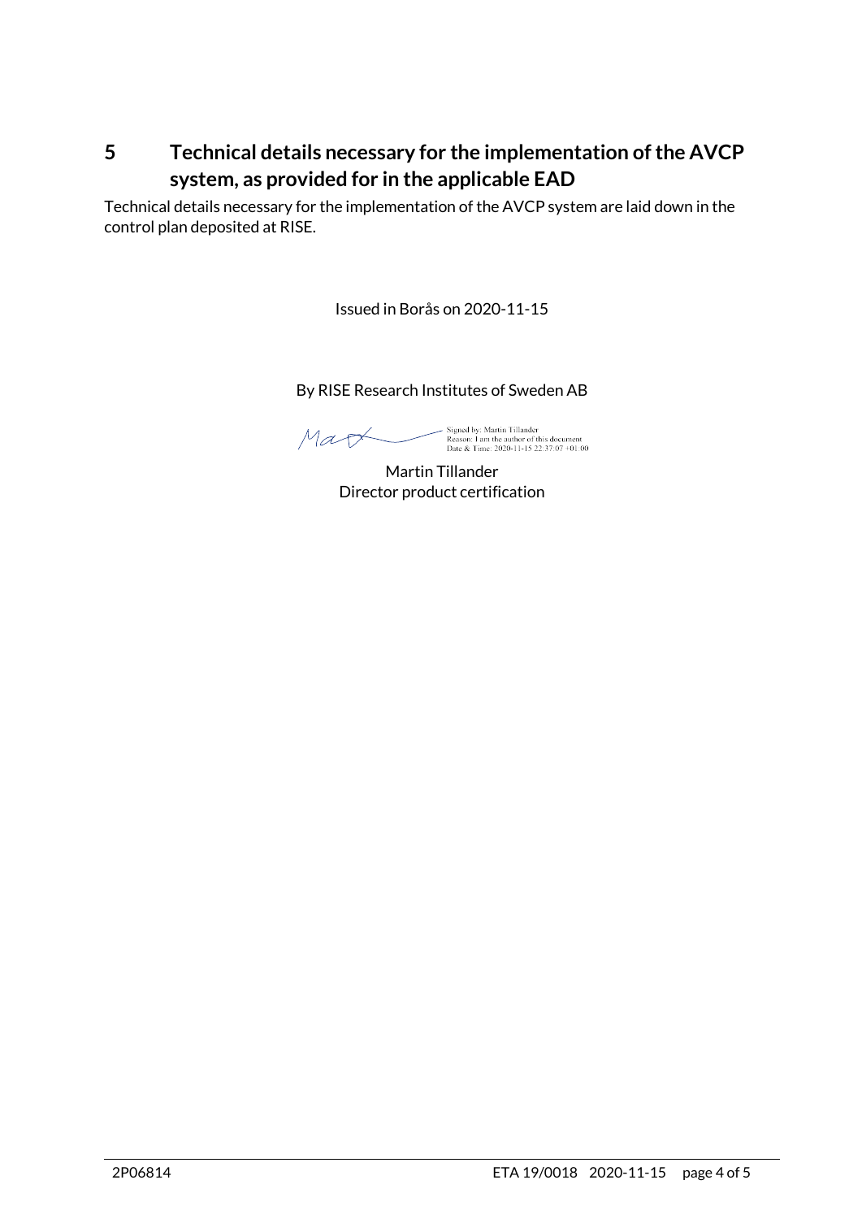## 5 Technical details necessary for the implementation of the AVCP system, as provided for in the applicable EAD

Technical details necessary for the implementation of the AVCP system are laid down in the control plan deposited at RISE.

Issued in Borås on 2020-11-15

By RISE Research Institutes of Sweden AB

Signed by: Martin Tillander
Reason: I am the author of this document
Date & Time: 2020-11-15 22:37:07 +01:00

Martin Tillander
Director product certification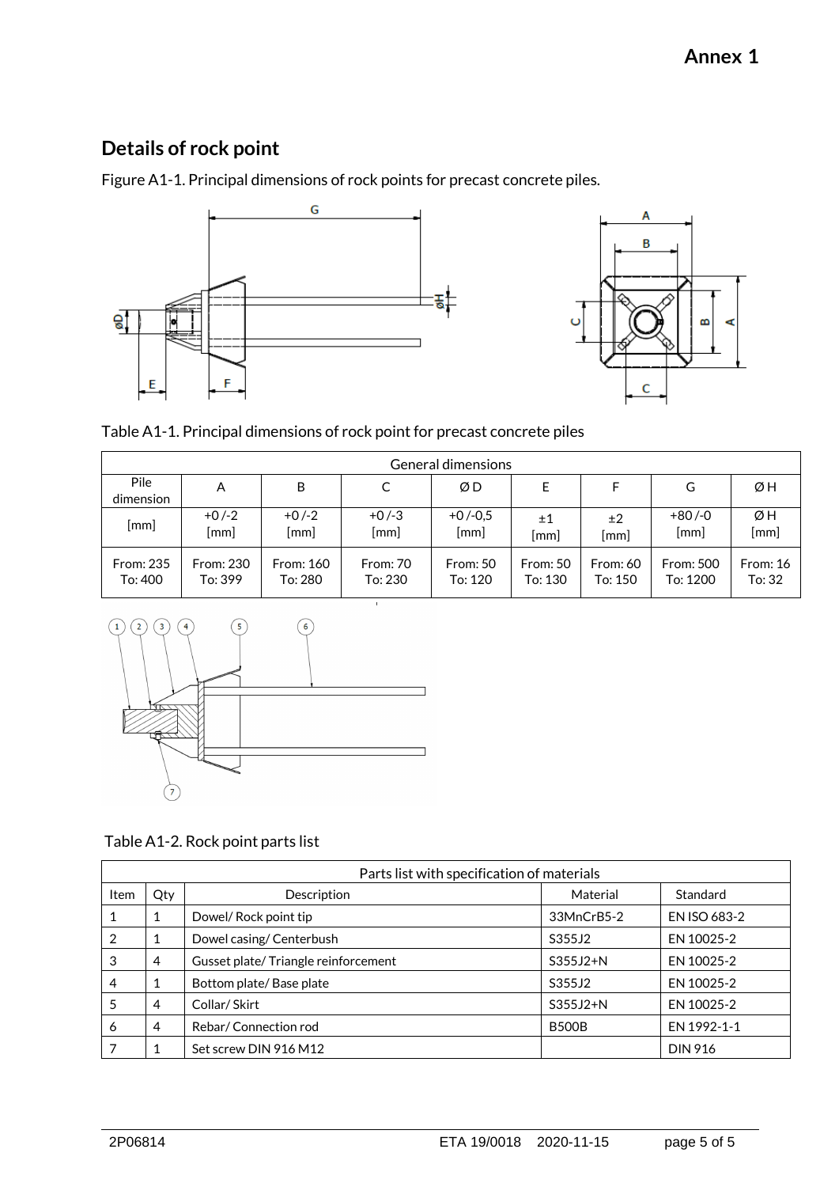# Annex 1

## Details of rock point

Figure A1-1. Principal dimensions of rock points for precast concrete piles.

Table A1-1. Principal dimensions of rock point for precast concrete piles

| General dimensions | | | | | | | | |
|---|---|---|---|---|---|---|---|---|
| Pile dimension | A | B | C | Ø D | E | F | G | Ø H |
| [mm] | +0 /-2 [mm] | +0 /-2 [mm] | +0 /-3 [mm] | +0 /-0,5 [mm] | ±1 [mm] | ±2 [mm] | +80 /-0 [mm] | Ø H [mm] |
| From: 235 To: 400 | From: 230 To: 399 | From: 160 To: 280 | From: 70 To: 230 | From: 50 To: 120 | From: 50 To: 130 | From: 60 To: 150 | From: 500 To: 1200 | From: 16 To: 32 |

Table A1-2. Rock point parts list

| Parts list with specification of materials | | | | |
|---|---|---|---|---|
| Item | Qty | Description | Material | Standard |
| 1 | 1 | Dowel/ Rock point tip | 33MnCrB5-2 | EN ISO 683-2 |
| 2 | 1 | Dowel casing/ Centerbush | S355J2 | EN 10025-2 |
| 3 | 4 | Gusset plate/ Triangle reinforcement | S355J2+N | EN 10025-2 |
| 4 | 1 | Bottom plate/ Base plate | S355J2 | EN 10025-2 |
| 5 | 4 | Collar/ Skirt | S355J2+N | EN 10025-2 |
| 6 | 4 | Rebar/ Connection rod | B500B | EN 1992-1-1 |
| 7 | 1 | Set screw DIN 916 M12 | | DIN 916 |